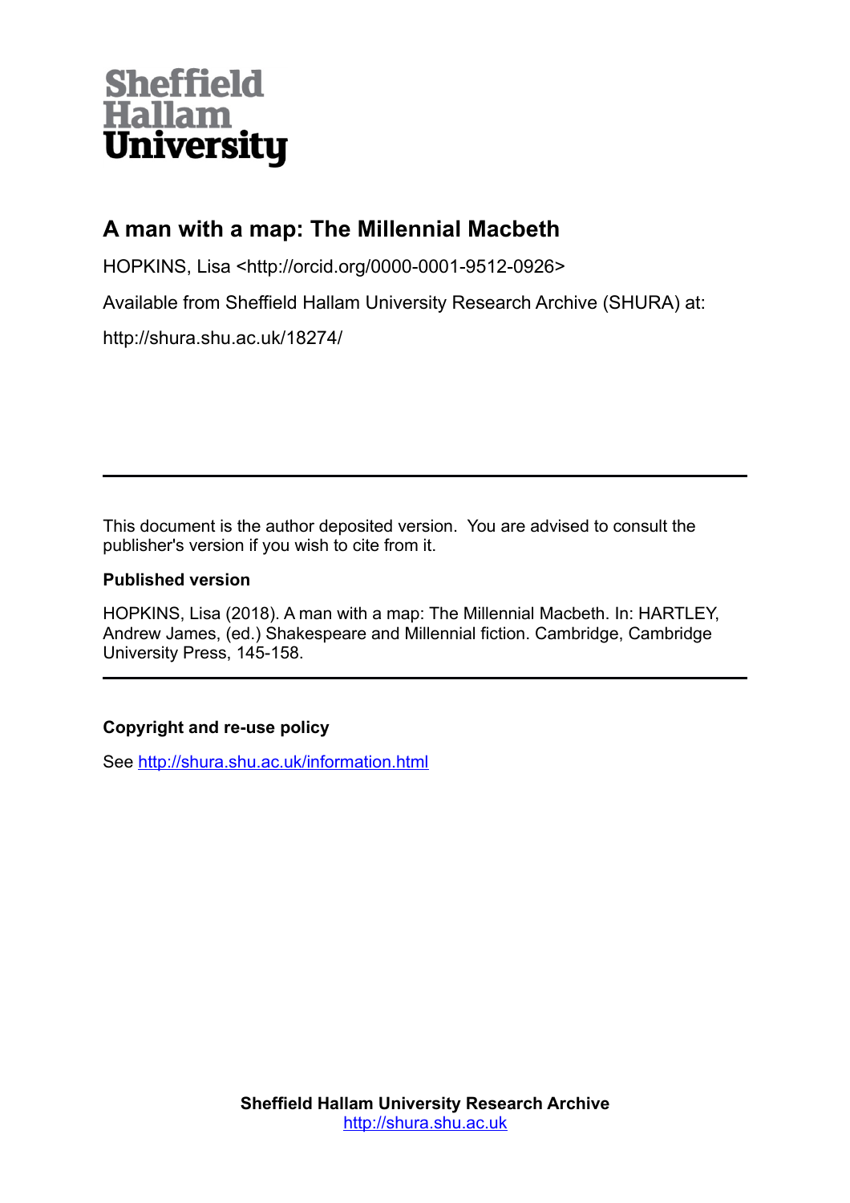Sheffield Hallam University

# A man with a map: The Millennial Macbeth

HOPKINS, Lisa <http://orcid.org/0000-0001-9512-0926>

Available from Sheffield Hallam University Research Archive (SHURA) at:

http://shura.shu.ac.uk/18274/

---

This document is the author deposited version. You are advised to consult the publisher's version if you wish to cite from it.

**Published version**

HOPKINS, Lisa (2018). A man with a map: The Millennial Macbeth. In: HARTLEY, Andrew James, (ed.) Shakespeare and Millennial fiction. Cambridge, Cambridge University Press, 145-158.

---

**Copyright and re-use policy**

See http://shura.shu.ac.uk/information.html

**Sheffield Hallam University Research Archive**
http://shura.shu.ac.uk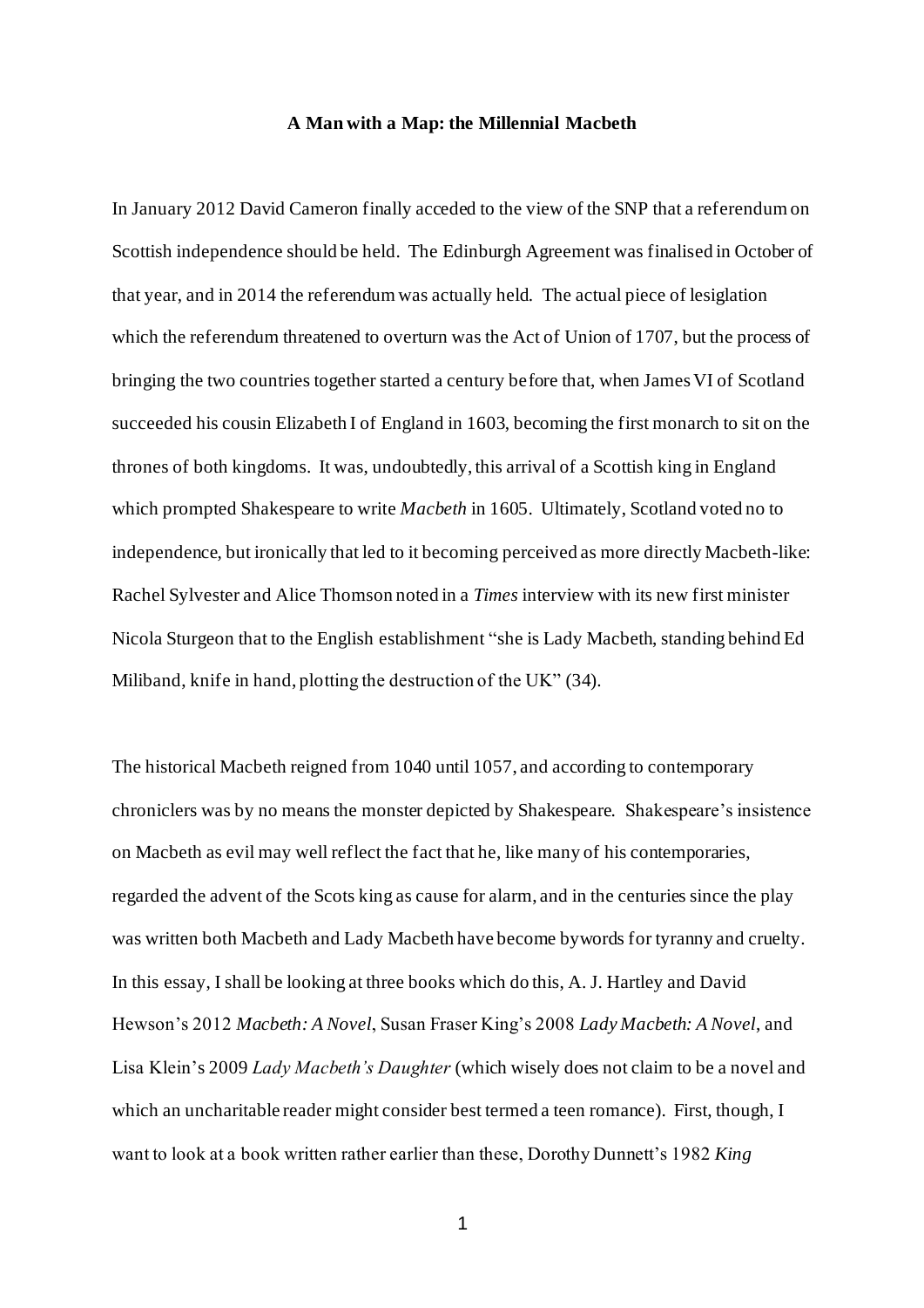**A Man with a Map: the Millennial Macbeth**

In January 2012 David Cameron finally acceded to the view of the SNP that a referendum on Scottish independence should be held. The Edinburgh Agreement was finalised in October of that year, and in 2014 the referendum was actually held. The actual piece of lesiglation which the referendum threatened to overturn was the Act of Union of 1707, but the process of bringing the two countries together started a century before that, when James VI of Scotland succeeded his cousin Elizabeth I of England in 1603, becoming the first monarch to sit on the thrones of both kingdoms. It was, undoubtedly, this arrival of a Scottish king in England which prompted Shakespeare to write *Macbeth* in 1605. Ultimately, Scotland voted no to independence, but ironically that led to it becoming perceived as more directly Macbeth-like: Rachel Sylvester and Alice Thomson noted in a *Times* interview with its new first minister Nicola Sturgeon that to the English establishment "she is Lady Macbeth, standing behind Ed Miliband, knife in hand, plotting the destruction of the UK" (34).

The historical Macbeth reigned from 1040 until 1057, and according to contemporary chroniclers was by no means the monster depicted by Shakespeare. Shakespeare's insistence on Macbeth as evil may well reflect the fact that he, like many of his contemporaries, regarded the advent of the Scots king as cause for alarm, and in the centuries since the play was written both Macbeth and Lady Macbeth have become bywords for tyranny and cruelty. In this essay, I shall be looking at three books which do this, A. J. Hartley and David Hewson's 2012 *Macbeth: A Novel*, Susan Fraser King's 2008 *Lady Macbeth: A Novel*, and Lisa Klein's 2009 *Lady Macbeth's Daughter* (which wisely does not claim to be a novel and which an uncharitable reader might consider best termed a teen romance). First, though, I want to look at a book written rather earlier than these, Dorothy Dunnett's 1982 *King*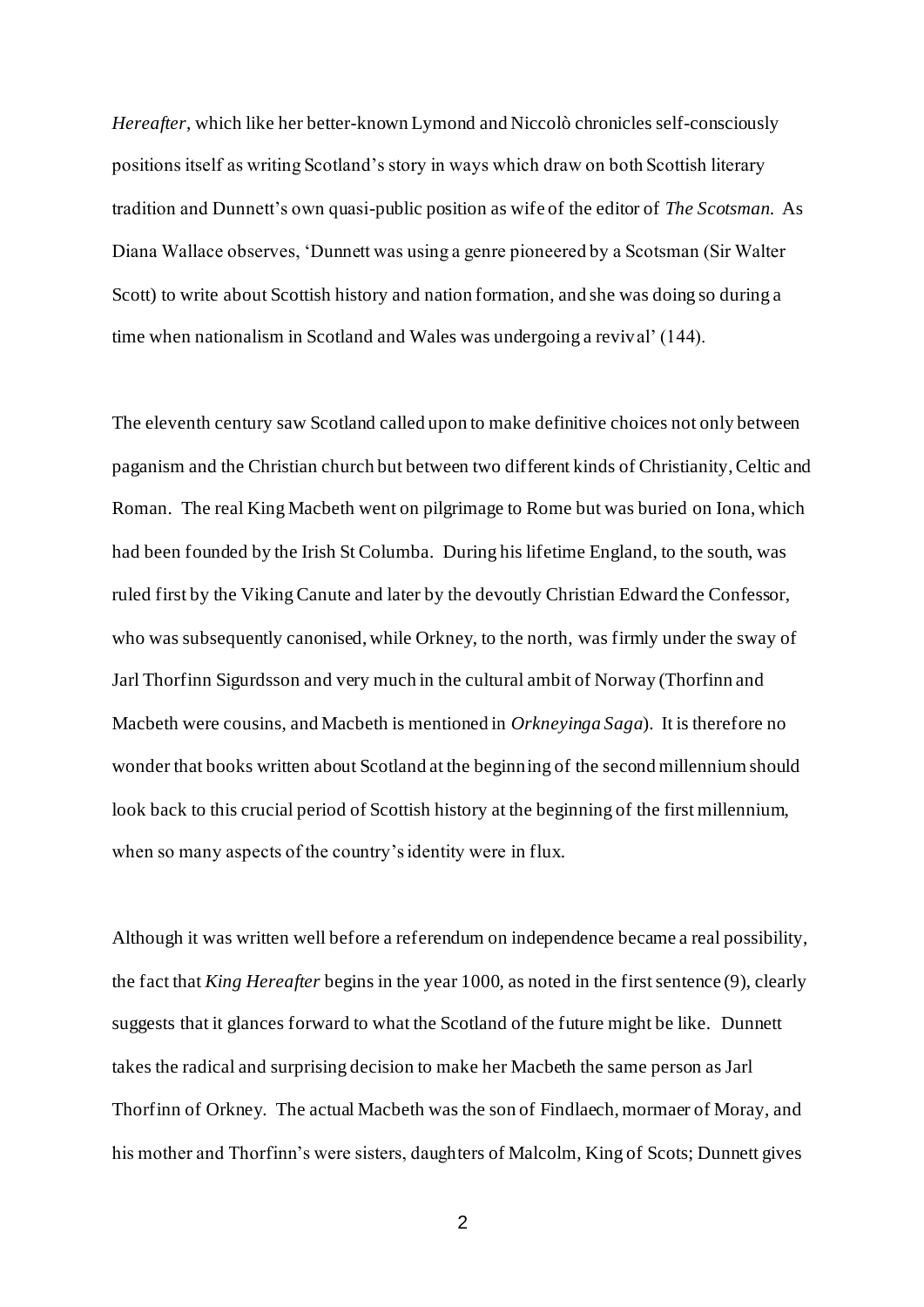*Hereafter*, which like her better-known Lymond and Niccolò chronicles self-consciously positions itself as writing Scotland's story in ways which draw on both Scottish literary tradition and Dunnett's own quasi-public position as wife of the editor of *The Scotsman*. As Diana Wallace observes, 'Dunnett was using a genre pioneered by a Scotsman (Sir Walter Scott) to write about Scottish history and nation formation, and she was doing so during a time when nationalism in Scotland and Wales was undergoing a revival' (144).

The eleventh century saw Scotland called upon to make definitive choices not only between paganism and the Christian church but between two different kinds of Christianity, Celtic and Roman. The real King Macbeth went on pilgrimage to Rome but was buried on Iona, which had been founded by the Irish St Columba. During his lifetime England, to the south, was ruled first by the Viking Canute and later by the devoutly Christian Edward the Confessor, who was subsequently canonised, while Orkney, to the north, was firmly under the sway of Jarl Thorfinn Sigurdsson and very much in the cultural ambit of Norway (Thorfinn and Macbeth were cousins, and Macbeth is mentioned in *Orkneyinga Saga*). It is therefore no wonder that books written about Scotland at the beginning of the second millennium should look back to this crucial period of Scottish history at the beginning of the first millennium, when so many aspects of the country's identity were in flux.

Although it was written well before a referendum on independence became a real possibility, the fact that *King Hereafter* begins in the year 1000, as noted in the first sentence (9), clearly suggests that it glances forward to what the Scotland of the future might be like. Dunnett takes the radical and surprising decision to make her Macbeth the same person as Jarl Thorfinn of Orkney. The actual Macbeth was the son of Findlaech, mormaer of Moray, and his mother and Thorfinn's were sisters, daughters of Malcolm, King of Scots; Dunnett gives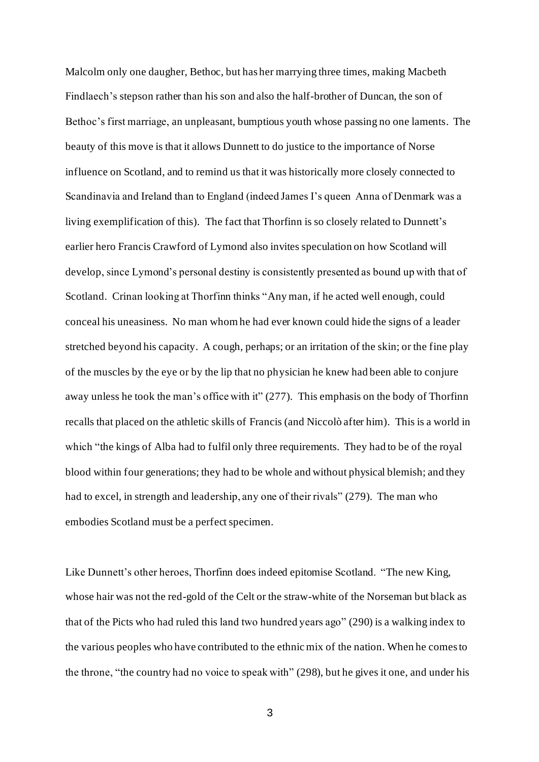Malcolm only one daugher, Bethoc, but has her marrying three times, making Macbeth Findlaech's stepson rather than his son and also the half-brother of Duncan, the son of Bethoc's first marriage, an unpleasant, bumptious youth whose passing no one laments. The beauty of this move is that it allows Dunnett to do justice to the importance of Norse influence on Scotland, and to remind us that it was historically more closely connected to Scandinavia and Ireland than to England (indeed James I's queen Anna of Denmark was a living exemplification of this). The fact that Thorfinn is so closely related to Dunnett's earlier hero Francis Crawford of Lymond also invites speculation on how Scotland will develop, since Lymond's personal destiny is consistently presented as bound up with that of Scotland. Crinan looking at Thorfinn thinks "Any man, if he acted well enough, could conceal his uneasiness. No man whom he had ever known could hide the signs of a leader stretched beyond his capacity. A cough, perhaps; or an irritation of the skin; or the fine play of the muscles by the eye or by the lip that no physician he knew had been able to conjure away unless he took the man's office with it" (277). This emphasis on the body of Thorfinn recalls that placed on the athletic skills of Francis (and Niccolò after him). This is a world in which "the kings of Alba had to fulfil only three requirements. They had to be of the royal blood within four generations; they had to be whole and without physical blemish; and they had to excel, in strength and leadership, any one of their rivals" (279). The man who embodies Scotland must be a perfect specimen.

Like Dunnett's other heroes, Thorfinn does indeed epitomise Scotland. "The new King, whose hair was not the red-gold of the Celt or the straw-white of the Norseman but black as that of the Picts who had ruled this land two hundred years ago" (290) is a walking index to the various peoples who have contributed to the ethnic mix of the nation. When he comes to the throne, "the country had no voice to speak with" (298), but he gives it one, and under his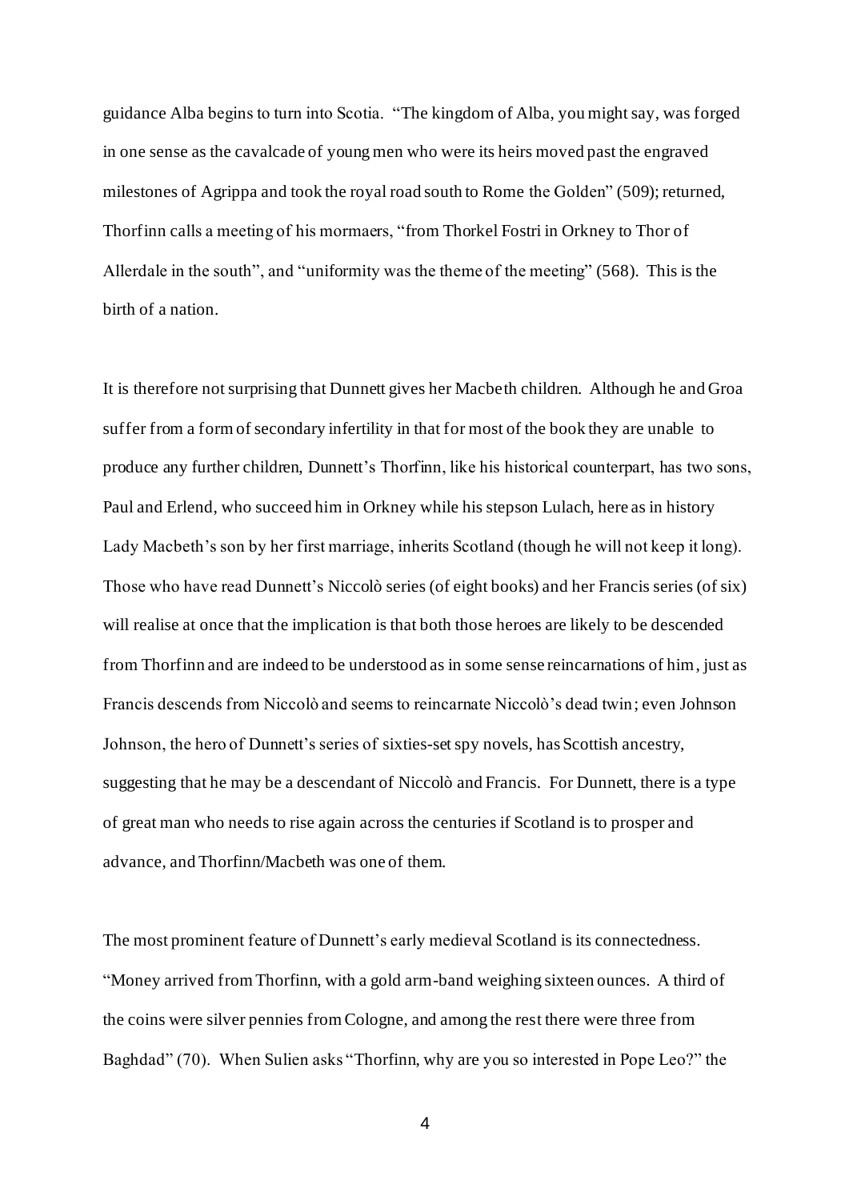guidance Alba begins to turn into Scotia. "The kingdom of Alba, you might say, was forged in one sense as the cavalcade of young men who were its heirs moved past the engraved milestones of Agrippa and took the royal road south to Rome the Golden" (509); returned, Thorfinn calls a meeting of his mormaers, "from Thorkel Fostri in Orkney to Thor of Allerdale in the south", and "uniformity was the theme of the meeting" (568). This is the birth of a nation.

It is therefore not surprising that Dunnett gives her Macbeth children. Although he and Groa suffer from a form of secondary infertility in that for most of the book they are unable to produce any further children, Dunnett's Thorfinn, like his historical counterpart, has two sons, Paul and Erlend, who succeed him in Orkney while his stepson Lulach, here as in history Lady Macbeth's son by her first marriage, inherits Scotland (though he will not keep it long). Those who have read Dunnett's Niccolò series (of eight books) and her Francis series (of six) will realise at once that the implication is that both those heroes are likely to be descended from Thorfinn and are indeed to be understood as in some sense reincarnations of him, just as Francis descends from Niccolò and seems to reincarnate Niccolò's dead twin; even Johnson Johnson, the hero of Dunnett's series of sixties-set spy novels, has Scottish ancestry, suggesting that he may be a descendant of Niccolò and Francis. For Dunnett, there is a type of great man who needs to rise again across the centuries if Scotland is to prosper and advance, and Thorfinn/Macbeth was one of them.

The most prominent feature of Dunnett's early medieval Scotland is its connectedness. "Money arrived from Thorfinn, with a gold arm-band weighing sixteen ounces. A third of the coins were silver pennies from Cologne, and among the rest there were three from Baghdad" (70). When Sulien asks "Thorfinn, why are you so interested in Pope Leo?" the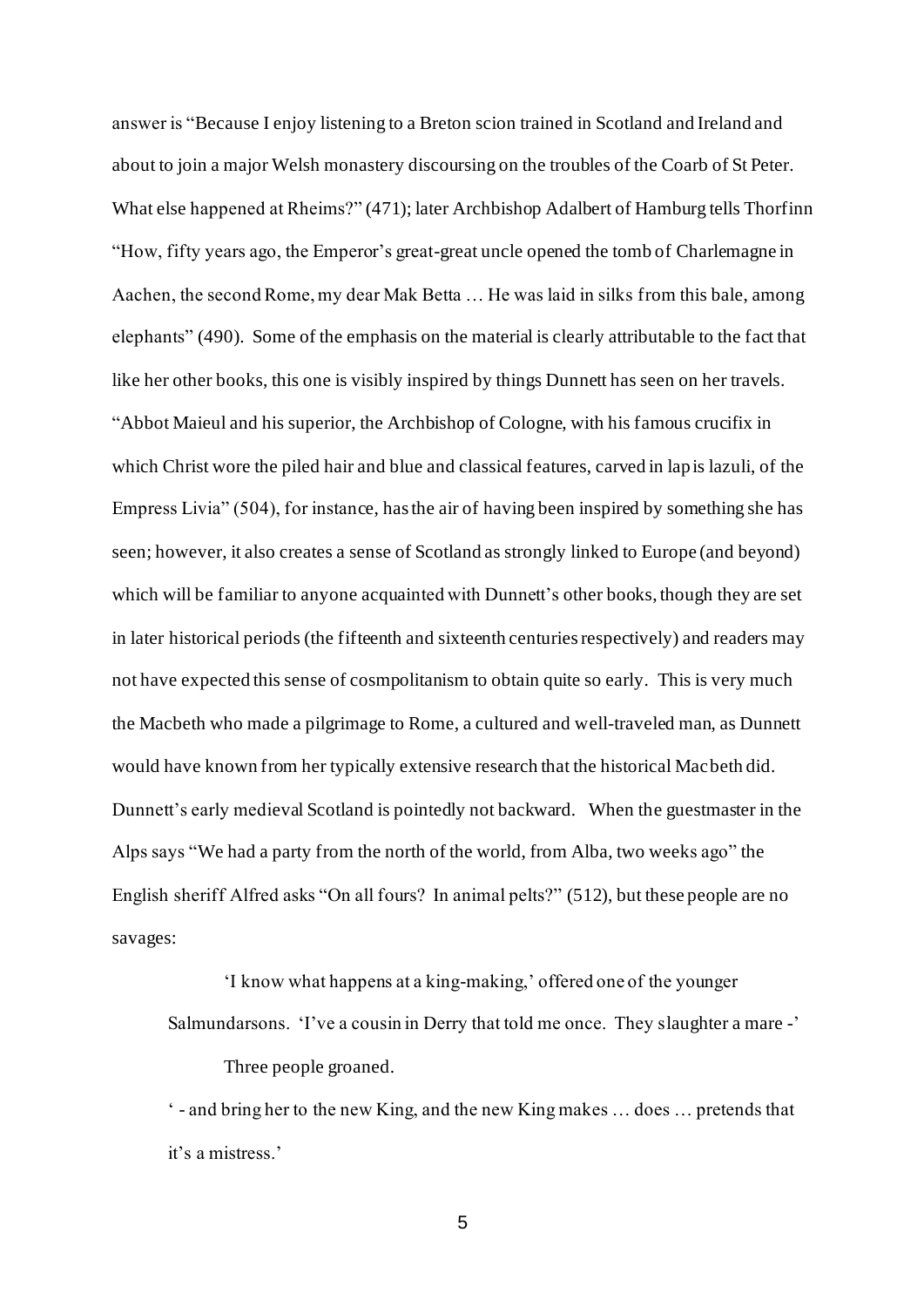answer is "Because I enjoy listening to a Breton scion trained in Scotland and Ireland and about to join a major Welsh monastery discoursing on the troubles of the Coarb of St Peter. What else happened at Rheims?" (471); later Archbishop Adalbert of Hamburg tells Thorfinn "How, fifty years ago, the Emperor's great-great uncle opened the tomb of Charlemagne in Aachen, the second Rome, my dear Mak Betta … He was laid in silks from this bale, among elephants" (490). Some of the emphasis on the material is clearly attributable to the fact that like her other books, this one is visibly inspired by things Dunnett has seen on her travels. "Abbot Maieul and his superior, the Archbishop of Cologne, with his famous crucifix in which Christ wore the piled hair and blue and classical features, carved in lapis lazuli, of the Empress Livia" (504), for instance, has the air of having been inspired by something she has seen; however, it also creates a sense of Scotland as strongly linked to Europe (and beyond) which will be familiar to anyone acquainted with Dunnett's other books, though they are set in later historical periods (the fifteenth and sixteenth centuries respectively) and readers may not have expected this sense of cosmpolitanism to obtain quite so early. This is very much the Macbeth who made a pilgrimage to Rome, a cultured and well-traveled man, as Dunnett would have known from her typically extensive research that the historical Macbeth did. Dunnett's early medieval Scotland is pointedly not backward. When the guestmaster in the Alps says "We had a party from the north of the world, from Alba, two weeks ago" the English sheriff Alfred asks "On all fours? In animal pelts?" (512), but these people are no savages:

> 'I know what happens at a king-making,' offered one of the younger Salmundarsons. 'I've a cousin in Derry that told me once. They slaughter a mare -'
>
> Three people groaned.
>
> ' - and bring her to the new King, and the new King makes … does … pretends that it's a mistress.'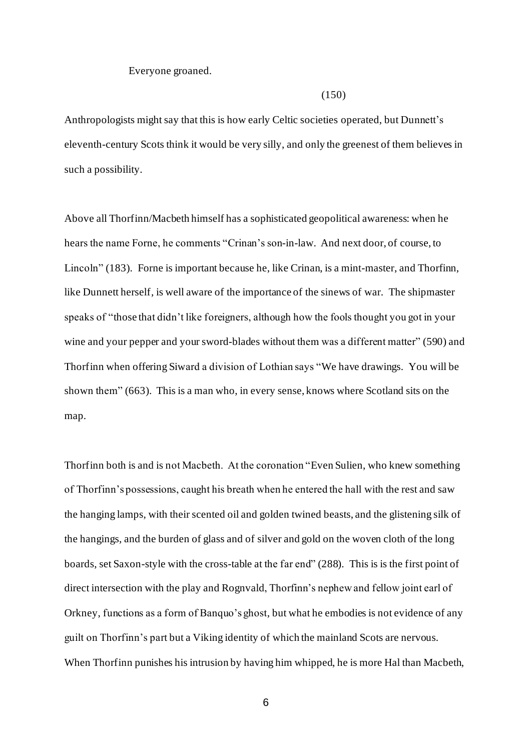Everyone groaned.

(150)

Anthropologists might say that this is how early Celtic societies operated, but Dunnett's eleventh-century Scots think it would be very silly, and only the greenest of them believes in such a possibility.

Above all Thorfinn/Macbeth himself has a sophisticated geopolitical awareness: when he hears the name Forne, he comments "Crinan's son-in-law. And next door, of course, to Lincoln" (183). Forne is important because he, like Crinan, is a mint-master, and Thorfinn, like Dunnett herself, is well aware of the importance of the sinews of war. The shipmaster speaks of "those that didn't like foreigners, although how the fools thought you got in your wine and your pepper and your sword-blades without them was a different matter" (590) and Thorfinn when offering Siward a division of Lothian says "We have drawings. You will be shown them" (663). This is a man who, in every sense, knows where Scotland sits on the map.

Thorfinn both is and is not Macbeth. At the coronation "Even Sulien, who knew something of Thorfinn's possessions, caught his breath when he entered the hall with the rest and saw the hanging lamps, with their scented oil and golden twined beasts, and the glistening silk of the hangings, and the burden of glass and of silver and gold on the woven cloth of the long boards, set Saxon-style with the cross-table at the far end" (288). This is is the first point of direct intersection with the play and Rognvald, Thorfinn's nephew and fellow joint earl of Orkney, functions as a form of Banquo's ghost, but what he embodies is not evidence of any guilt on Thorfinn's part but a Viking identity of which the mainland Scots are nervous. When Thorfinn punishes his intrusion by having him whipped, he is more Hal than Macbeth,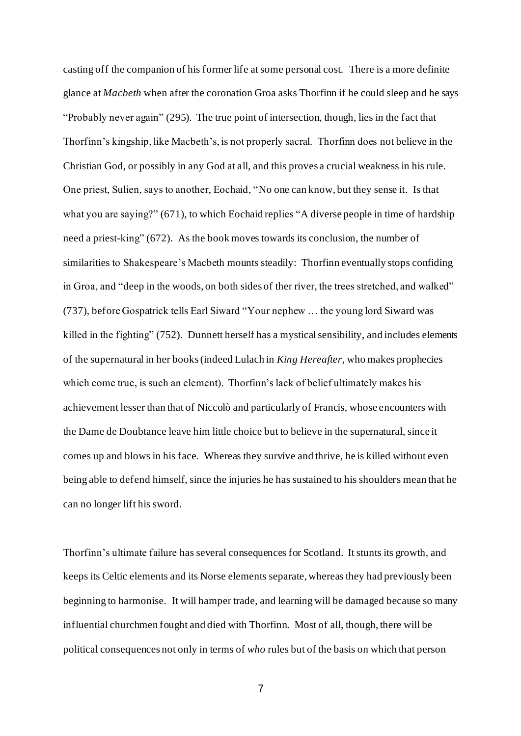casting off the companion of his former life at some personal cost. There is a more definite glance at *Macbeth* when after the coronation Groa asks Thorfinn if he could sleep and he says "Probably never again" (295). The true point of intersection, though, lies in the fact that Thorfinn's kingship, like Macbeth's, is not properly sacral. Thorfinn does not believe in the Christian God, or possibly in any God at all, and this proves a crucial weakness in his rule. One priest, Sulien, says to another, Eochaid, "No one can know, but they sense it. Is that what you are saying?" (671), to which Eochaid replies "A diverse people in time of hardship need a priest-king" (672). As the book moves towards its conclusion, the number of similarities to Shakespeare's Macbeth mounts steadily: Thorfinn eventually stops confiding in Groa, and "deep in the woods, on both sides of ther river, the trees stretched, and walked" (737), before Gospatrick tells Earl Siward "Your nephew … the young lord Siward was killed in the fighting" (752). Dunnett herself has a mystical sensibility, and includes elements of the supernatural in her books (indeed Lulach in *King Hereafter*, who makes prophecies which come true, is such an element). Thorfinn's lack of belief ultimately makes his achievement lesser than that of Niccolò and particularly of Francis, whose encounters with the Dame de Doubtance leave him little choice but to believe in the supernatural, since it comes up and blows in his face. Whereas they survive and thrive, he is killed without even being able to defend himself, since the injuries he has sustained to his shoulders mean that he can no longer lift his sword.

Thorfinn's ultimate failure has several consequences for Scotland. It stunts its growth, and keeps its Celtic elements and its Norse elements separate, whereas they had previously been beginning to harmonise. It will hamper trade, and learning will be damaged because so many influential churchmen fought and died with Thorfinn. Most of all, though, there will be political consequences not only in terms of *who* rules but of the basis on which that person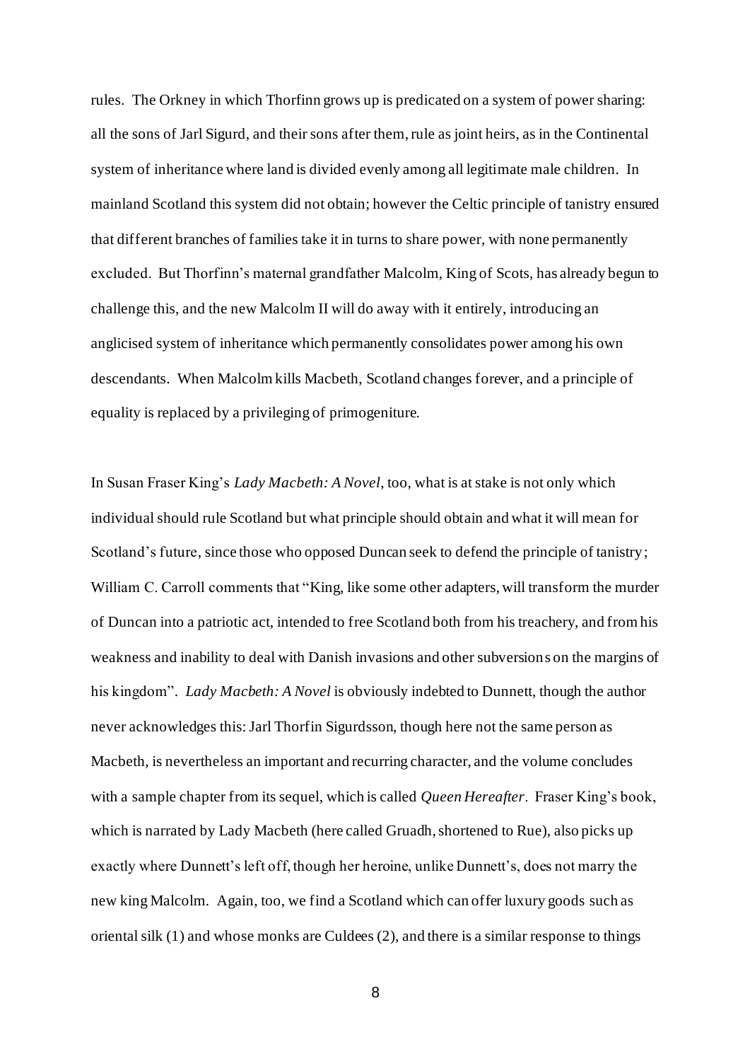rules. The Orkney in which Thorfinn grows up is predicated on a system of power sharing: all the sons of Jarl Sigurd, and their sons after them, rule as joint heirs, as in the Continental system of inheritance where land is divided evenly among all legitimate male children. In mainland Scotland this system did not obtain; however the Celtic principle of tanistry ensured that different branches of families take it in turns to share power, with none permanently excluded. But Thorfinn's maternal grandfather Malcolm, King of Scots, has already begun to challenge this, and the new Malcolm II will do away with it entirely, introducing an anglicised system of inheritance which permanently consolidates power among his own descendants. When Malcolm kills Macbeth, Scotland changes forever, and a principle of equality is replaced by a privileging of primogeniture.

In Susan Fraser King's *Lady Macbeth: A Novel*, too, what is at stake is not only which individual should rule Scotland but what principle should obtain and what it will mean for Scotland's future, since those who opposed Duncan seek to defend the principle of tanistry; William C. Carroll comments that "King, like some other adapters, will transform the murder of Duncan into a patriotic act, intended to free Scotland both from his treachery, and from his weakness and inability to deal with Danish invasions and other subversions on the margins of his kingdom". *Lady Macbeth: A Novel* is obviously indebted to Dunnett, though the author never acknowledges this: Jarl Thorfin Sigurdsson, though here not the same person as Macbeth, is nevertheless an important and recurring character, and the volume concludes with a sample chapter from its sequel, which is called *Queen Hereafter*. Fraser King's book, which is narrated by Lady Macbeth (here called Gruadh, shortened to Rue), also picks up exactly where Dunnett's left off, though her heroine, unlike Dunnett's, does not marry the new king Malcolm. Again, too, we find a Scotland which can offer luxury goods such as oriental silk (1) and whose monks are Culdees (2), and there is a similar response to things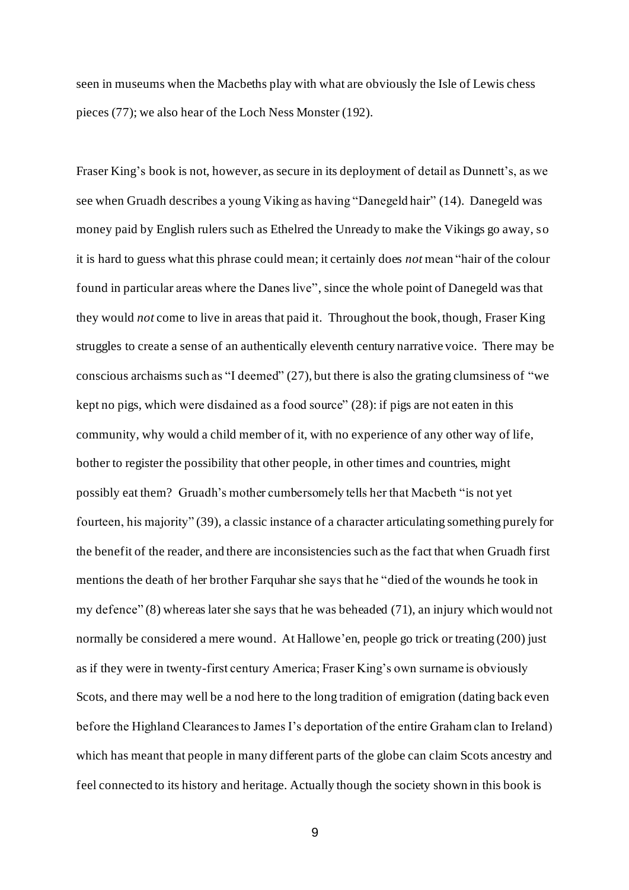seen in museums when the Macbeths play with what are obviously the Isle of Lewis chess pieces (77); we also hear of the Loch Ness Monster (192).

Fraser King's book is not, however, as secure in its deployment of detail as Dunnett's, as we see when Gruadh describes a young Viking as having "Danegeld hair" (14). Danegeld was money paid by English rulers such as Ethelred the Unready to make the Vikings go away, so it is hard to guess what this phrase could mean; it certainly does *not* mean "hair of the colour found in particular areas where the Danes live", since the whole point of Danegeld was that they would *not* come to live in areas that paid it. Throughout the book, though, Fraser King struggles to create a sense of an authentically eleventh century narrative voice. There may be conscious archaisms such as "I deemed" (27), but there is also the grating clumsiness of "we kept no pigs, which were disdained as a food source" (28): if pigs are not eaten in this community, why would a child member of it, with no experience of any other way of life, bother to register the possibility that other people, in other times and countries, might possibly eat them? Gruadh's mother cumbersomely tells her that Macbeth "is not yet fourteen, his majority" (39), a classic instance of a character articulating something purely for the benefit of the reader, and there are inconsistencies such as the fact that when Gruadh first mentions the death of her brother Farquhar she says that he "died of the wounds he took in my defence" (8) whereas later she says that he was beheaded (71), an injury which would not normally be considered a mere wound. At Hallowe'en, people go trick or treating (200) just as if they were in twenty-first century America; Fraser King's own surname is obviously Scots, and there may well be a nod here to the long tradition of emigration (dating back even before the Highland Clearances to James I's deportation of the entire Graham clan to Ireland) which has meant that people in many different parts of the globe can claim Scots ancestry and feel connected to its history and heritage. Actually though the society shown in this book is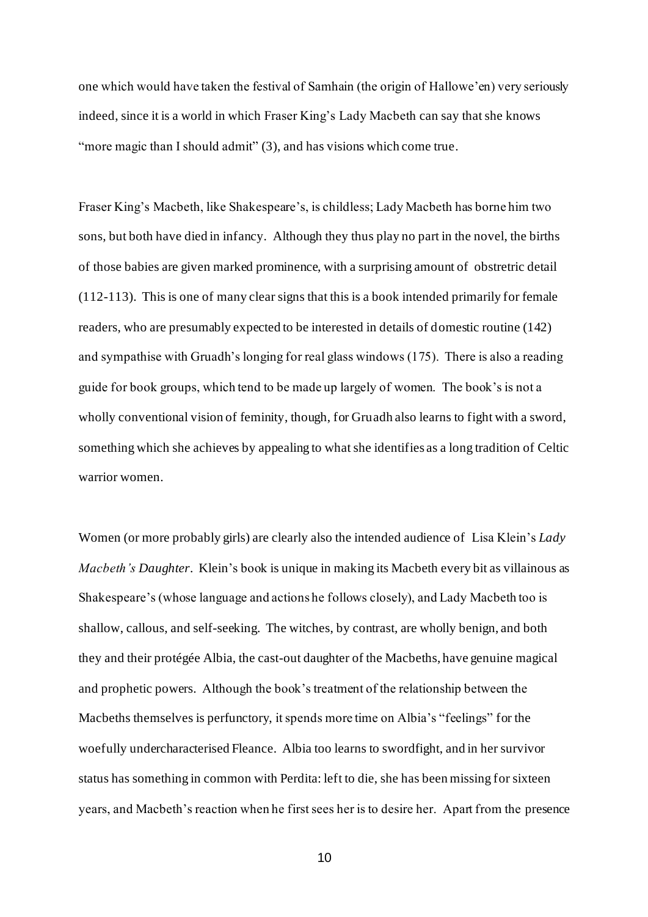one which would have taken the festival of Samhain (the origin of Hallowe'en) very seriously indeed, since it is a world in which Fraser King's Lady Macbeth can say that she knows "more magic than I should admit" (3), and has visions which come true.

Fraser King's Macbeth, like Shakespeare's, is childless; Lady Macbeth has borne him two sons, but both have died in infancy. Although they thus play no part in the novel, the births of those babies are given marked prominence, with a surprising amount of obstretric detail (112-113). This is one of many clear signs that this is a book intended primarily for female readers, who are presumably expected to be interested in details of domestic routine (142) and sympathise with Gruadh's longing for real glass windows (175). There is also a reading guide for book groups, which tend to be made up largely of women. The book's is not a wholly conventional vision of feminity, though, for Gruadh also learns to fight with a sword, something which she achieves by appealing to what she identifies as a long tradition of Celtic warrior women.

Women (or more probably girls) are clearly also the intended audience of Lisa Klein's *Lady Macbeth's Daughter*. Klein's book is unique in making its Macbeth every bit as villainous as Shakespeare's (whose language and actions he follows closely), and Lady Macbeth too is shallow, callous, and self-seeking. The witches, by contrast, are wholly benign, and both they and their protégée Albia, the cast-out daughter of the Macbeths, have genuine magical and prophetic powers. Although the book's treatment of the relationship between the Macbeths themselves is perfunctory, it spends more time on Albia's "feelings" for the woefully undercharacterised Fleance. Albia too learns to swordfight, and in her survivor status has something in common with Perdita: left to die, she has been missing for sixteen years, and Macbeth's reaction when he first sees her is to desire her. Apart from the presence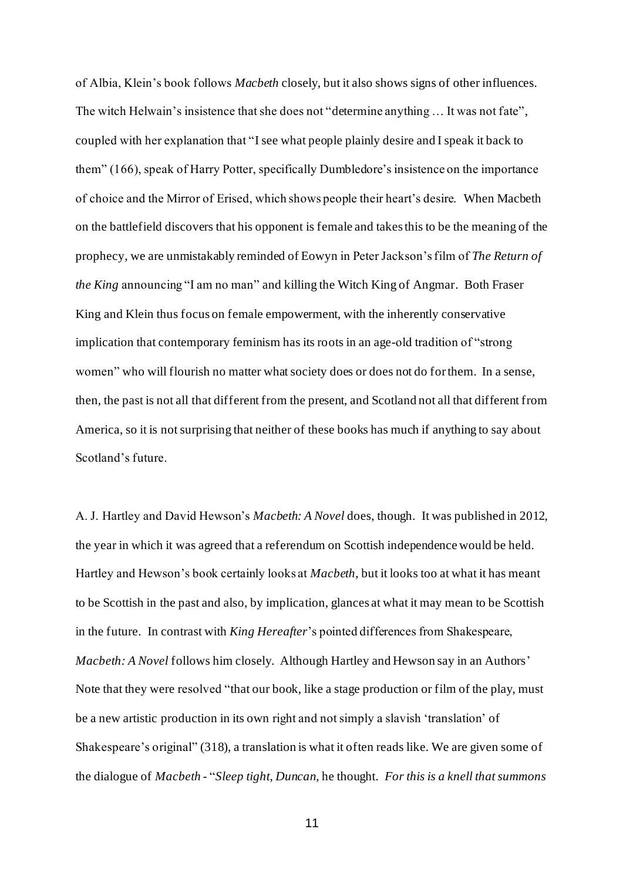of Albia, Klein's book follows *Macbeth* closely, but it also shows signs of other influences. The witch Helwain's insistence that she does not "determine anything … It was not fate", coupled with her explanation that "I see what people plainly desire and I speak it back to them" (166), speak of Harry Potter, specifically Dumbledore's insistence on the importance of choice and the Mirror of Erised, which shows people their heart's desire. When Macbeth on the battlefield discovers that his opponent is female and takes this to be the meaning of the prophecy, we are unmistakably reminded of Eowyn in Peter Jackson's film of *The Return of the King* announcing "I am no man" and killing the Witch King of Angmar. Both Fraser King and Klein thus focus on female empowerment, with the inherently conservative implication that contemporary feminism has its roots in an age-old tradition of "strong women" who will flourish no matter what society does or does not do for them. In a sense, then, the past is not all that different from the present, and Scotland not all that different from America, so it is not surprising that neither of these books has much if anything to say about Scotland's future.

A. J. Hartley and David Hewson's *Macbeth: A Novel* does, though. It was published in 2012, the year in which it was agreed that a referendum on Scottish independence would be held. Hartley and Hewson's book certainly looks at *Macbeth*, but it looks too at what it has meant to be Scottish in the past and also, by implication, glances at what it may mean to be Scottish in the future. In contrast with *King Hereafter*'s pointed differences from Shakespeare, *Macbeth: A Novel* follows him closely. Although Hartley and Hewson say in an Authors' Note that they were resolved "that our book, like a stage production or film of the play, must be a new artistic production in its own right and not simply a slavish 'translation' of Shakespeare's original" (318), a translation is what it often reads like. We are given some of the dialogue of *Macbeth* - "*Sleep tight, Duncan,* he thought. *For this is a knell that summons*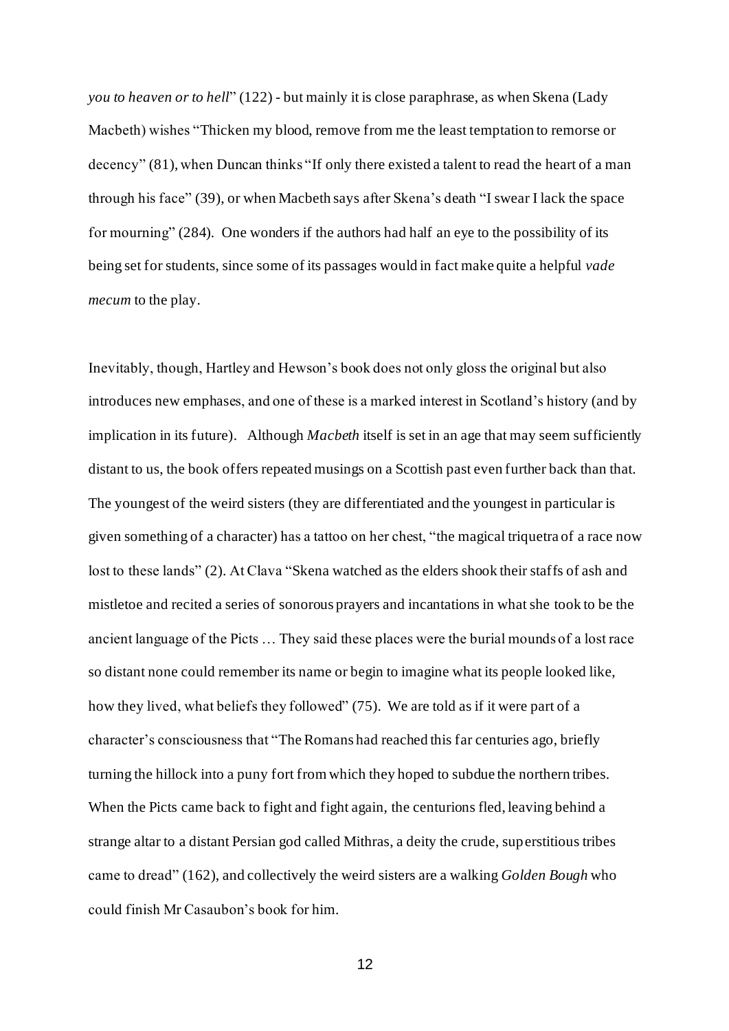*you to heaven or to hell*" (122) - but mainly it is close paraphrase, as when Skena (Lady Macbeth) wishes "Thicken my blood, remove from me the least temptation to remorse or decency" (81), when Duncan thinks "If only there existed a talent to read the heart of a man through his face" (39), or when Macbeth says after Skena's death "I swear I lack the space for mourning" (284). One wonders if the authors had half an eye to the possibility of its being set for students, since some of its passages would in fact make quite a helpful *vade mecum* to the play.

Inevitably, though, Hartley and Hewson's book does not only gloss the original but also introduces new emphases, and one of these is a marked interest in Scotland's history (and by implication in its future). Although *Macbeth* itself is set in an age that may seem sufficiently distant to us, the book offers repeated musings on a Scottish past even further back than that. The youngest of the weird sisters (they are differentiated and the youngest in particular is given something of a character) has a tattoo on her chest, "the magical triquetra of a race now lost to these lands" (2). At Clava "Skena watched as the elders shook their staffs of ash and mistletoe and recited a series of sonorous prayers and incantations in what she took to be the ancient language of the Picts … They said these places were the burial mounds of a lost race so distant none could remember its name or begin to imagine what its people looked like, how they lived, what beliefs they followed" (75). We are told as if it were part of a character's consciousness that "The Romans had reached this far centuries ago, briefly turning the hillock into a puny fort from which they hoped to subdue the northern tribes. When the Picts came back to fight and fight again, the centurions fled, leaving behind a strange altar to a distant Persian god called Mithras, a deity the crude, superstitious tribes came to dread" (162), and collectively the weird sisters are a walking *Golden Bough* who could finish Mr Casaubon's book for him.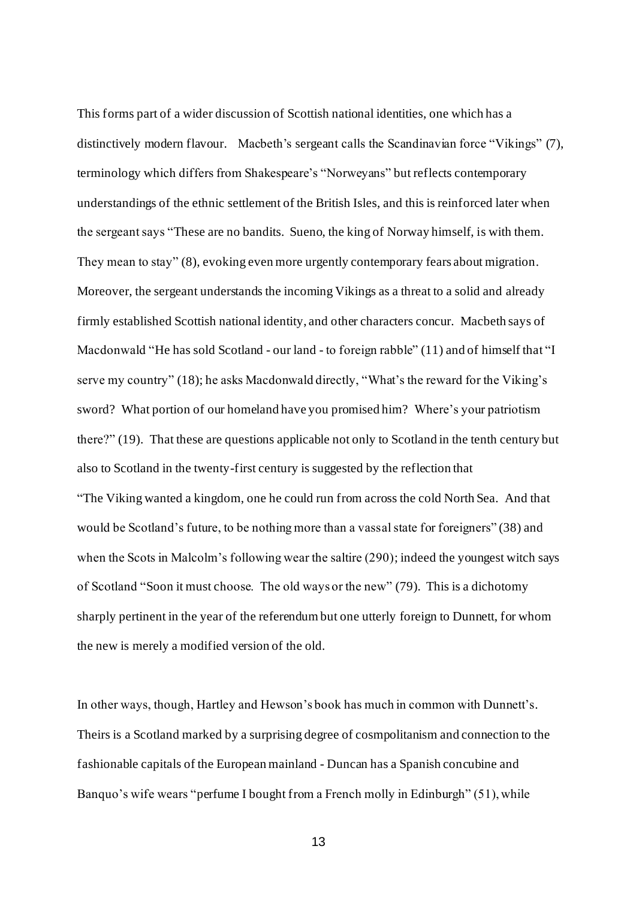This forms part of a wider discussion of Scottish national identities, one which has a distinctively modern flavour. Macbeth's sergeant calls the Scandinavian force "Vikings" (7), terminology which differs from Shakespeare's "Norweyans" but reflects contemporary understandings of the ethnic settlement of the British Isles, and this is reinforced later when the sergeant says "These are no bandits. Sueno, the king of Norway himself, is with them. They mean to stay" (8), evoking even more urgently contemporary fears about migration. Moreover, the sergeant understands the incoming Vikings as a threat to a solid and already firmly established Scottish national identity, and other characters concur. Macbeth says of Macdonwald "He has sold Scotland - our land - to foreign rabble" (11) and of himself that "I serve my country" (18); he asks Macdonwald directly, "What's the reward for the Viking's sword? What portion of our homeland have you promised him? Where's your patriotism there?" (19). That these are questions applicable not only to Scotland in the tenth century but also to Scotland in the twenty-first century is suggested by the reflection that "The Viking wanted a kingdom, one he could run from across the cold North Sea. And that would be Scotland's future, to be nothing more than a vassal state for foreigners" (38) and when the Scots in Malcolm's following wear the saltire (290); indeed the youngest witch says of Scotland "Soon it must choose. The old ways or the new" (79). This is a dichotomy sharply pertinent in the year of the referendum but one utterly foreign to Dunnett, for whom the new is merely a modified version of the old.

In other ways, though, Hartley and Hewson's book has much in common with Dunnett's. Theirs is a Scotland marked by a surprising degree of cosmpolitanism and connection to the fashionable capitals of the European mainland - Duncan has a Spanish concubine and Banquo's wife wears "perfume I bought from a French molly in Edinburgh" (51), while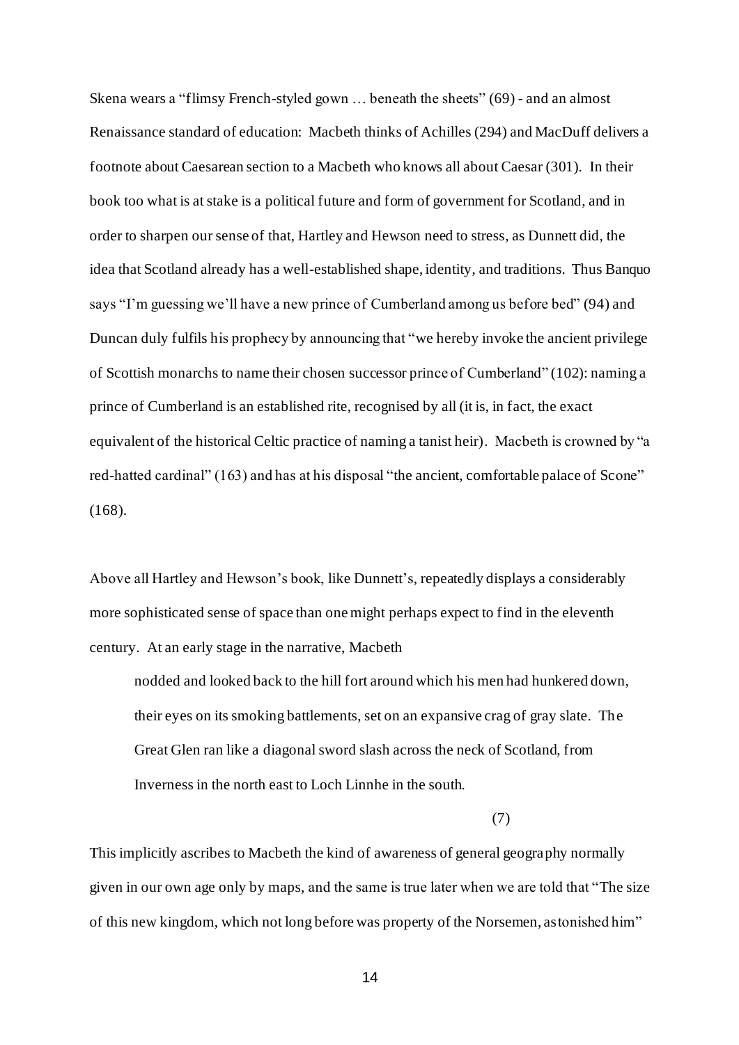Skena wears a "flimsy French-styled gown … beneath the sheets" (69) - and an almost Renaissance standard of education: Macbeth thinks of Achilles (294) and MacDuff delivers a footnote about Caesarean section to a Macbeth who knows all about Caesar (301). In their book too what is at stake is a political future and form of government for Scotland, and in order to sharpen our sense of that, Hartley and Hewson need to stress, as Dunnett did, the idea that Scotland already has a well-established shape, identity, and traditions. Thus Banquo says "I'm guessing we'll have a new prince of Cumberland among us before bed" (94) and Duncan duly fulfils his prophecy by announcing that "we hereby invoke the ancient privilege of Scottish monarchs to name their chosen successor prince of Cumberland" (102): naming a prince of Cumberland is an established rite, recognised by all (it is, in fact, the exact equivalent of the historical Celtic practice of naming a tanist heir). Macbeth is crowned by "a red-hatted cardinal" (163) and has at his disposal "the ancient, comfortable palace of Scone" (168).

Above all Hartley and Hewson's book, like Dunnett's, repeatedly displays a considerably more sophisticated sense of space than one might perhaps expect to find in the eleventh century. At an early stage in the narrative, Macbeth

> nodded and looked back to the hill fort around which his men had hunkered down, their eyes on its smoking battlements, set on an expansive crag of gray slate. The Great Glen ran like a diagonal sword slash across the neck of Scotland, from Inverness in the north east to Loch Linnhe in the south.
>
> (7)

This implicitly ascribes to Macbeth the kind of awareness of general geography normally given in our own age only by maps, and the same is true later when we are told that "The size of this new kingdom, which not long before was property of the Norsemen, astonished him"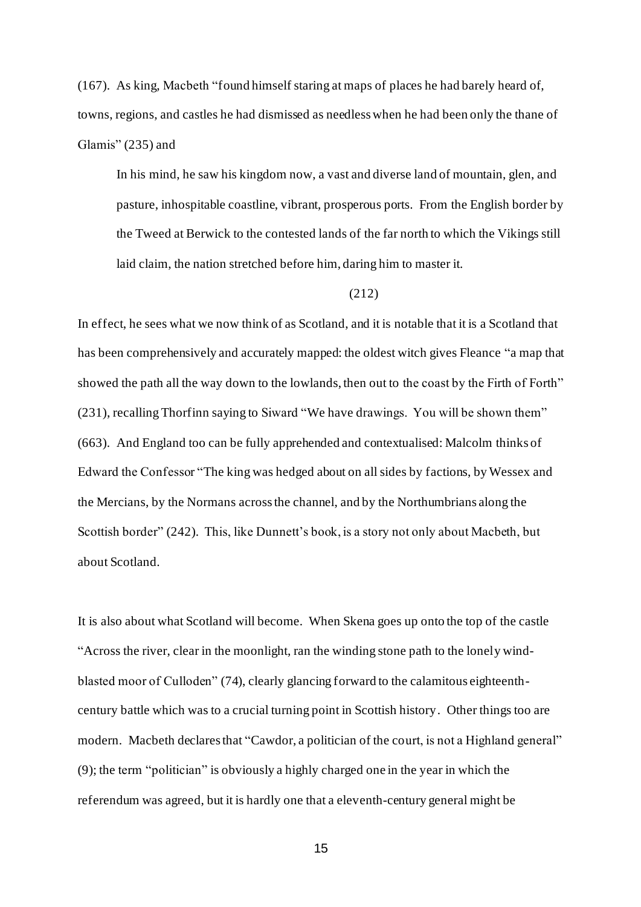(167). As king, Macbeth "found himself staring at maps of places he had barely heard of, towns, regions, and castles he had dismissed as needless when he had been only the thane of Glamis" (235) and

> In his mind, he saw his kingdom now, a vast and diverse land of mountain, glen, and pasture, inhospitable coastline, vibrant, prosperous ports. From the English border by the Tweed at Berwick to the contested lands of the far north to which the Vikings still laid claim, the nation stretched before him, daring him to master it.
>
> (212)

In effect, he sees what we now think of as Scotland, and it is notable that it is a Scotland that has been comprehensively and accurately mapped: the oldest witch gives Fleance "a map that showed the path all the way down to the lowlands, then out to the coast by the Firth of Forth" (231), recalling Thorfinn saying to Siward "We have drawings. You will be shown them" (663). And England too can be fully apprehended and contextualised: Malcolm thinks of Edward the Confessor "The king was hedged about on all sides by factions, by Wessex and the Mercians, by the Normans across the channel, and by the Northumbrians along the Scottish border" (242). This, like Dunnett's book, is a story not only about Macbeth, but about Scotland.

It is also about what Scotland will become. When Skena goes up onto the top of the castle "Across the river, clear in the moonlight, ran the winding stone path to the lonely wind-blasted moor of Culloden" (74), clearly glancing forward to the calamitous eighteenth-century battle which was to a crucial turning point in Scottish history. Other things too are modern. Macbeth declares that "Cawdor, a politician of the court, is not a Highland general" (9); the term "politician" is obviously a highly charged one in the year in which the referendum was agreed, but it is hardly one that a eleventh-century general might be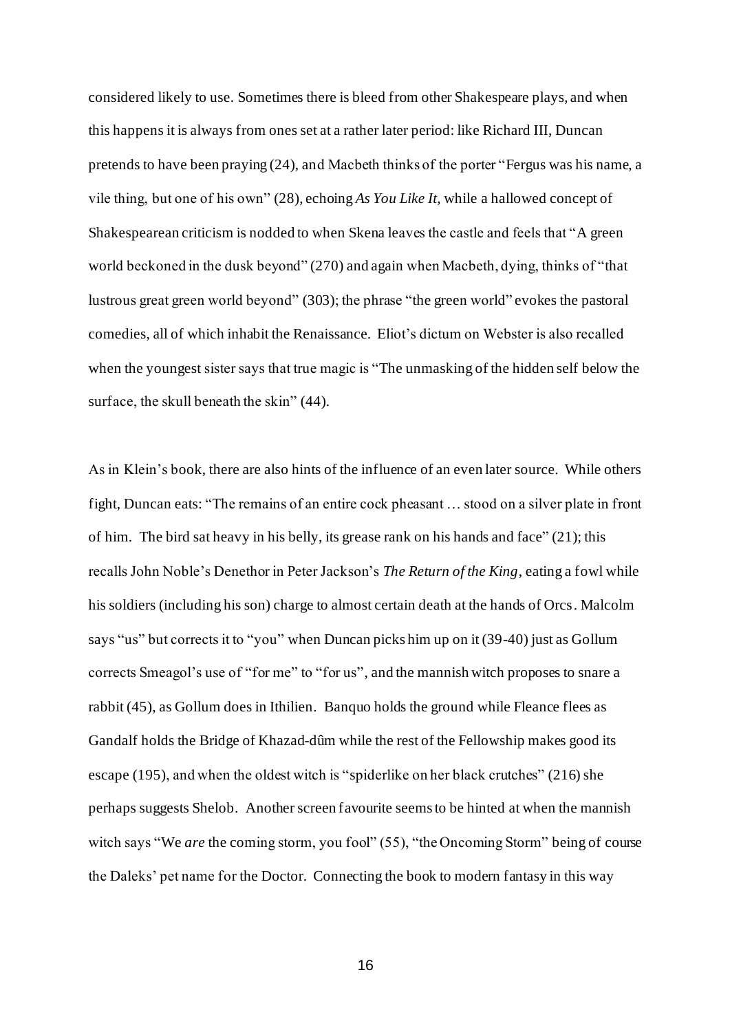considered likely to use. Sometimes there is bleed from other Shakespeare plays, and when this happens it is always from ones set at a rather later period: like Richard III, Duncan pretends to have been praying (24), and Macbeth thinks of the porter "Fergus was his name, a vile thing, but one of his own" (28), echoing *As You Like It*, while a hallowed concept of Shakespearean criticism is nodded to when Skena leaves the castle and feels that "A green world beckoned in the dusk beyond" (270) and again when Macbeth, dying, thinks of "that lustrous great green world beyond" (303); the phrase "the green world" evokes the pastoral comedies, all of which inhabit the Renaissance. Eliot's dictum on Webster is also recalled when the youngest sister says that true magic is "The unmasking of the hidden self below the surface, the skull beneath the skin" (44).

As in Klein's book, there are also hints of the influence of an even later source. While others fight, Duncan eats: "The remains of an entire cock pheasant … stood on a silver plate in front of him. The bird sat heavy in his belly, its grease rank on his hands and face" (21); this recalls John Noble's Denethor in Peter Jackson's *The Return of the King*, eating a fowl while his soldiers (including his son) charge to almost certain death at the hands of Orcs. Malcolm says "us" but corrects it to "you" when Duncan picks him up on it (39-40) just as Gollum corrects Smeagol's use of "for me" to "for us", and the mannish witch proposes to snare a rabbit (45), as Gollum does in Ithilien. Banquo holds the ground while Fleance flees as Gandalf holds the Bridge of Khazad-dûm while the rest of the Fellowship makes good its escape (195), and when the oldest witch is "spiderlike on her black crutches" (216) she perhaps suggests Shelob. Another screen favourite seems to be hinted at when the mannish witch says "We *are* the coming storm, you fool" (55), "the Oncoming Storm" being of course the Daleks' pet name for the Doctor. Connecting the book to modern fantasy in this way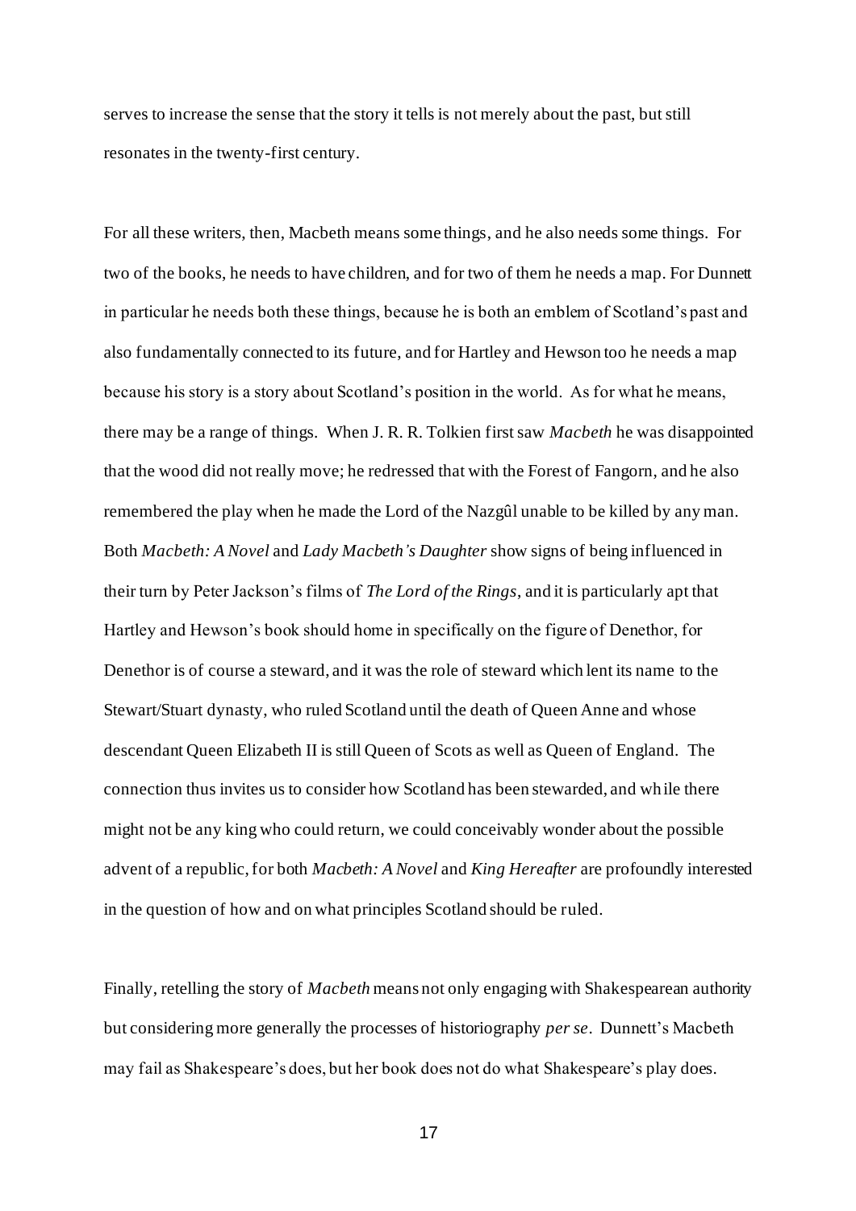serves to increase the sense that the story it tells is not merely about the past, but still resonates in the twenty-first century.

For all these writers, then, Macbeth means some things, and he also needs some things. For two of the books, he needs to have children, and for two of them he needs a map. For Dunnett in particular he needs both these things, because he is both an emblem of Scotland's past and also fundamentally connected to its future, and for Hartley and Hewson too he needs a map because his story is a story about Scotland's position in the world. As for what he means, there may be a range of things. When J. R. R. Tolkien first saw *Macbeth* he was disappointed that the wood did not really move; he redressed that with the Forest of Fangorn, and he also remembered the play when he made the Lord of the Nazgûl unable to be killed by any man. Both *Macbeth: A Novel* and *Lady Macbeth's Daughter* show signs of being influenced in their turn by Peter Jackson's films of *The Lord of the Rings*, and it is particularly apt that Hartley and Hewson's book should home in specifically on the figure of Denethor, for Denethor is of course a steward, and it was the role of steward which lent its name to the Stewart/Stuart dynasty, who ruled Scotland until the death of Queen Anne and whose descendant Queen Elizabeth II is still Queen of Scots as well as Queen of England. The connection thus invites us to consider how Scotland has been stewarded, and while there might not be any king who could return, we could conceivably wonder about the possible advent of a republic, for both *Macbeth: A Novel* and *King Hereafter* are profoundly interested in the question of how and on what principles Scotland should be ruled.

Finally, retelling the story of *Macbeth* means not only engaging with Shakespearean authority but considering more generally the processes of historiography *per se*. Dunnett's Macbeth may fail as Shakespeare's does, but her book does not do what Shakespeare's play does.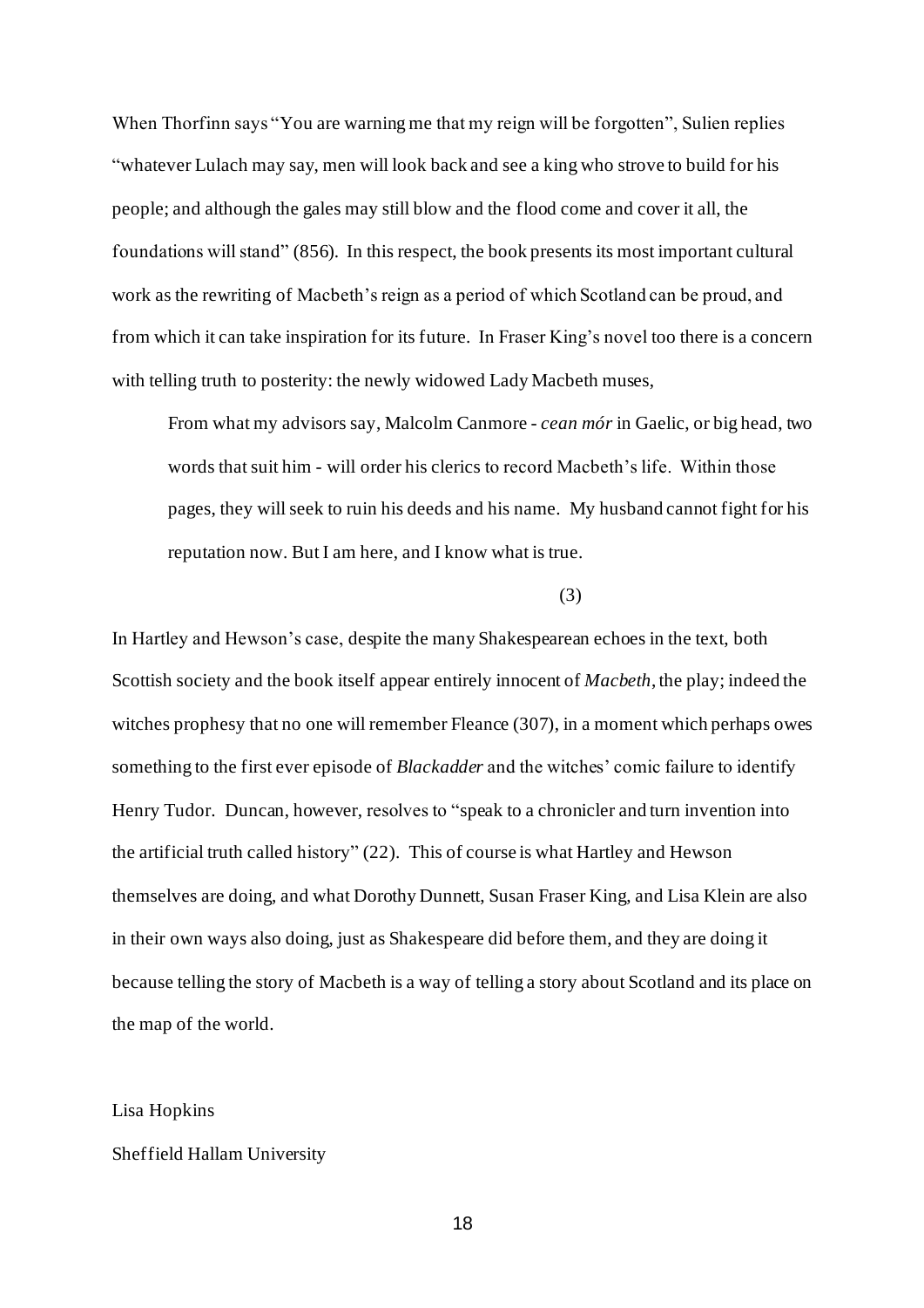When Thorfinn says "You are warning me that my reign will be forgotten", Sulien replies "whatever Lulach may say, men will look back and see a king who strove to build for his people; and although the gales may still blow and the flood come and cover it all, the foundations will stand" (856). In this respect, the book presents its most important cultural work as the rewriting of Macbeth's reign as a period of which Scotland can be proud, and from which it can take inspiration for its future. In Fraser King's novel too there is a concern with telling truth to posterity: the newly widowed Lady Macbeth muses,

> From what my advisors say, Malcolm Canmore - *cean mór* in Gaelic, or big head, two words that suit him - will order his clerics to record Macbeth's life. Within those pages, they will seek to ruin his deeds and his name. My husband cannot fight for his reputation now. But I am here, and I know what is true.
>
> (3)

In Hartley and Hewson's case, despite the many Shakespearean echoes in the text, both Scottish society and the book itself appear entirely innocent of *Macbeth*, the play; indeed the witches prophesy that no one will remember Fleance (307), in a moment which perhaps owes something to the first ever episode of *Blackadder* and the witches' comic failure to identify Henry Tudor. Duncan, however, resolves to "speak to a chronicler and turn invention into the artificial truth called history" (22). This of course is what Hartley and Hewson themselves are doing, and what Dorothy Dunnett, Susan Fraser King, and Lisa Klein are also in their own ways also doing, just as Shakespeare did before them, and they are doing it because telling the story of Macbeth is a way of telling a story about Scotland and its place on the map of the world.

Lisa Hopkins

Sheffield Hallam University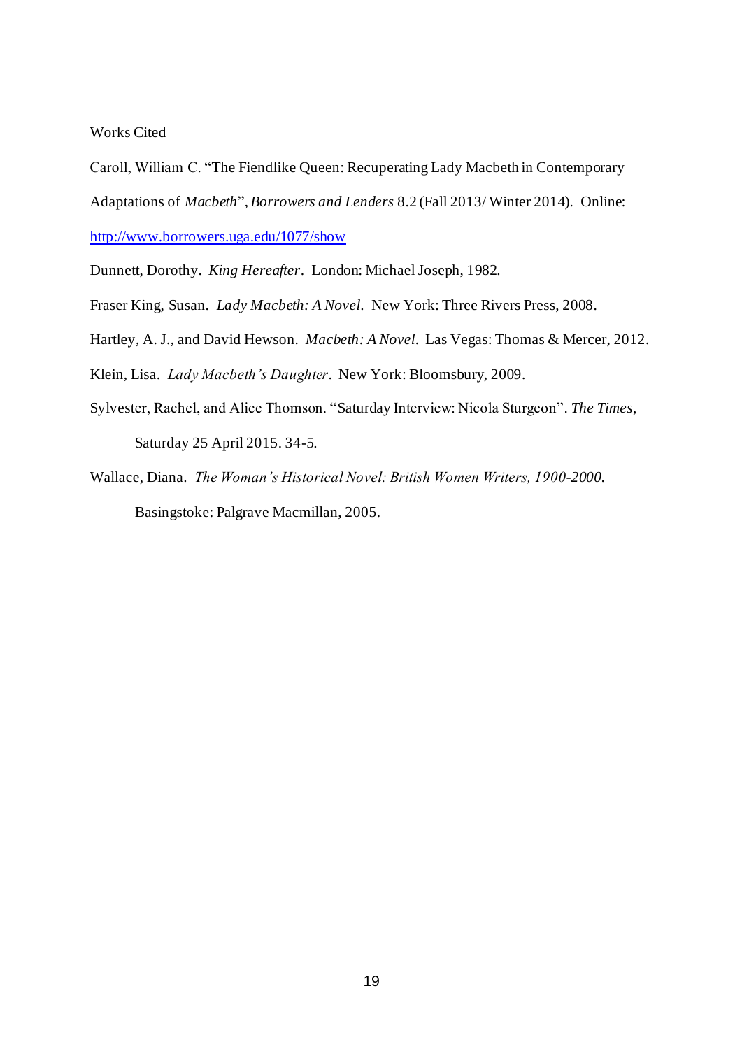# Works Cited

Caroll, William C. "The Fiendlike Queen: Recuperating Lady Macbeth in Contemporary Adaptations of *Macbeth*", *Borrowers and Lenders* 8.2 (Fall 2013/ Winter 2014). Online: http://www.borrowers.uga.edu/1077/show

Dunnett, Dorothy. *King Hereafter*. London: Michael Joseph, 1982.

Fraser King, Susan. *Lady Macbeth: A Novel*. New York: Three Rivers Press, 2008.

Hartley, A. J., and David Hewson. *Macbeth: A Novel*. Las Vegas: Thomas & Mercer, 2012.

Klein, Lisa. *Lady Macbeth's Daughter*. New York: Bloomsbury, 2009.

Sylvester, Rachel, and Alice Thomson. "Saturday Interview: Nicola Sturgeon". *The Times*, Saturday 25 April 2015. 34-5.

Wallace, Diana. *The Woman's Historical Novel: British Women Writers, 1900-2000*. Basingstoke: Palgrave Macmillan, 2005.